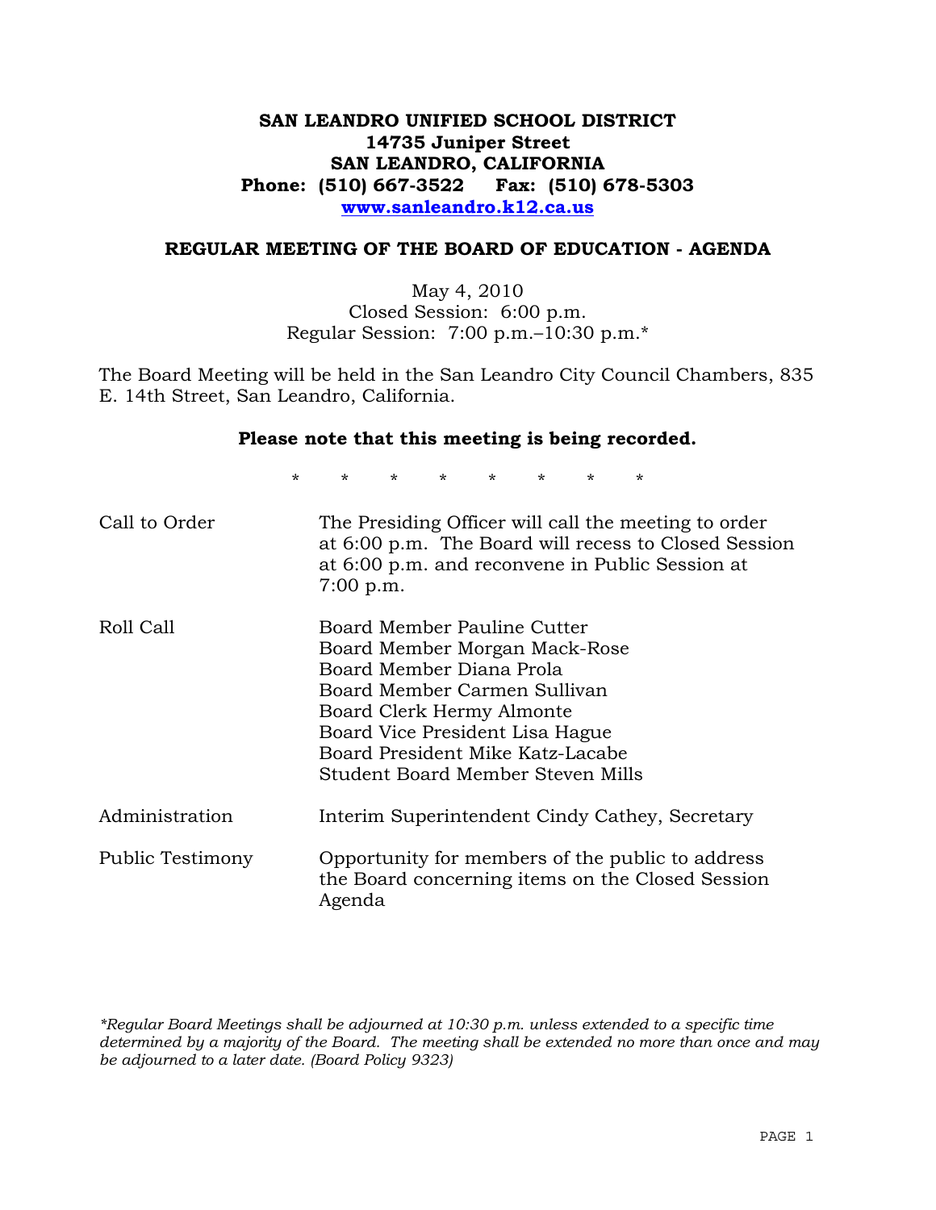# SAN LEANDRO UNIFIED SCHOOL DISTRICT
**14735 Juniper Street**
**SAN LEANDRO, CALIFORNIA**
**Phone: (510) 667-3522 Fax: (510) 678-5303**
**www.sanleandro.k12.ca.us**

## REGULAR MEETING OF THE BOARD OF EDUCATION - AGENDA

May 4, 2010
Closed Session: 6:00 p.m.
Regular Session: 7:00 p.m.–10:30 p.m.*

The Board Meeting will be held in the San Leandro City Council Chambers, 835 E. 14th Street, San Leandro, California.

**Please note that this meeting is being recorded.**

\* \* \* \* \* \* \* \*

| | |
|---|---|
| Call to Order | The Presiding Officer will call the meeting to order at 6:00 p.m. The Board will recess to Closed Session at 6:00 p.m. and reconvene in Public Session at 7:00 p.m. |
| Roll Call | Board Member Pauline Cutter<br>Board Member Morgan Mack-Rose<br>Board Member Diana Prola<br>Board Member Carmen Sullivan<br>Board Clerk Hermy Almonte<br>Board Vice President Lisa Hague<br>Board President Mike Katz-Lacabe<br>Student Board Member Steven Mills |
| Administration | Interim Superintendent Cindy Cathey, Secretary |
| Public Testimony | Opportunity for members of the public to address the Board concerning items on the Closed Session Agenda |

*\*Regular Board Meetings shall be adjourned at 10:30 p.m. unless extended to a specific time determined by a majority of the Board. The meeting shall be extended no more than once and may be adjourned to a later date. (Board Policy 9323)*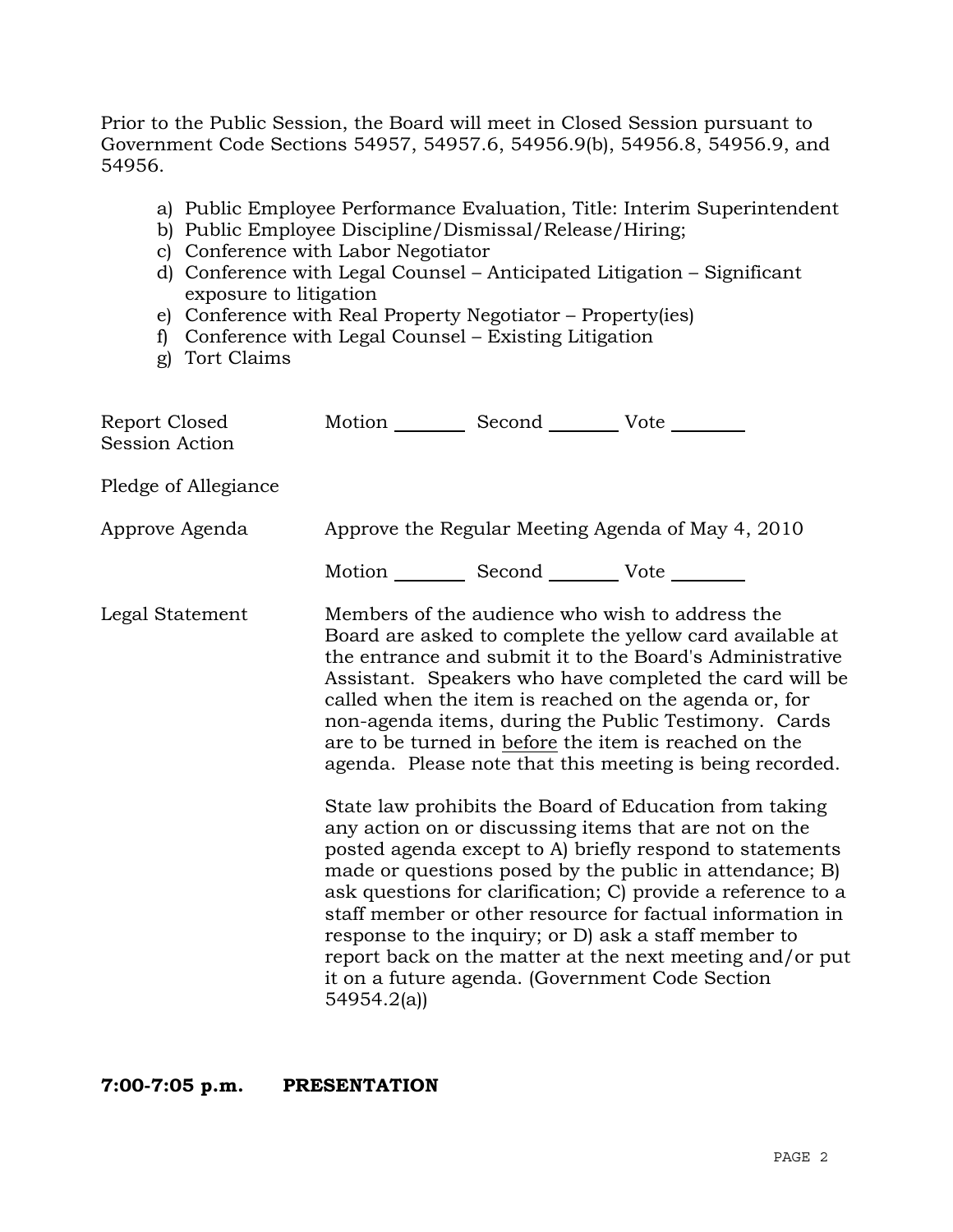Prior to the Public Session, the Board will meet in Closed Session pursuant to Government Code Sections 54957, 54957.6, 54956.9(b), 54956.8, 54956.9, and 54956.

a) Public Employee Performance Evaluation, Title: Interim Superintendent
b) Public Employee Discipline/Dismissal/Release/Hiring;
c) Conference with Labor Negotiator
d) Conference with Legal Counsel – Anticipated Litigation – Significant exposure to litigation
e) Conference with Real Property Negotiator – Property(ies)
f) Conference with Legal Counsel – Existing Litigation
g) Tort Claims

Report Closed Session Action — Motion ________ Second ________ Vote ________

Pledge of Allegiance

Approve Agenda — Approve the Regular Meeting Agenda of May 4, 2010

Motion ________ Second ________ Vote ________

Legal Statement — Members of the audience who wish to address the Board are asked to complete the yellow card available at the entrance and submit it to the Board's Administrative Assistant. Speakers who have completed the card will be called when the item is reached on the agenda or, for non-agenda items, during the Public Testimony. Cards are to be turned in before the item is reached on the agenda. Please note that this meeting is being recorded.

State law prohibits the Board of Education from taking any action on or discussing items that are not on the posted agenda except to A) briefly respond to statements made or questions posed by the public in attendance; B) ask questions for clarification; C) provide a reference to a staff member or other resource for factual information in response to the inquiry; or D) ask a staff member to report back on the matter at the next meeting and/or put it on a future agenda. (Government Code Section 54954.2(a))

**7:00-7:05 p.m. PRESENTATION**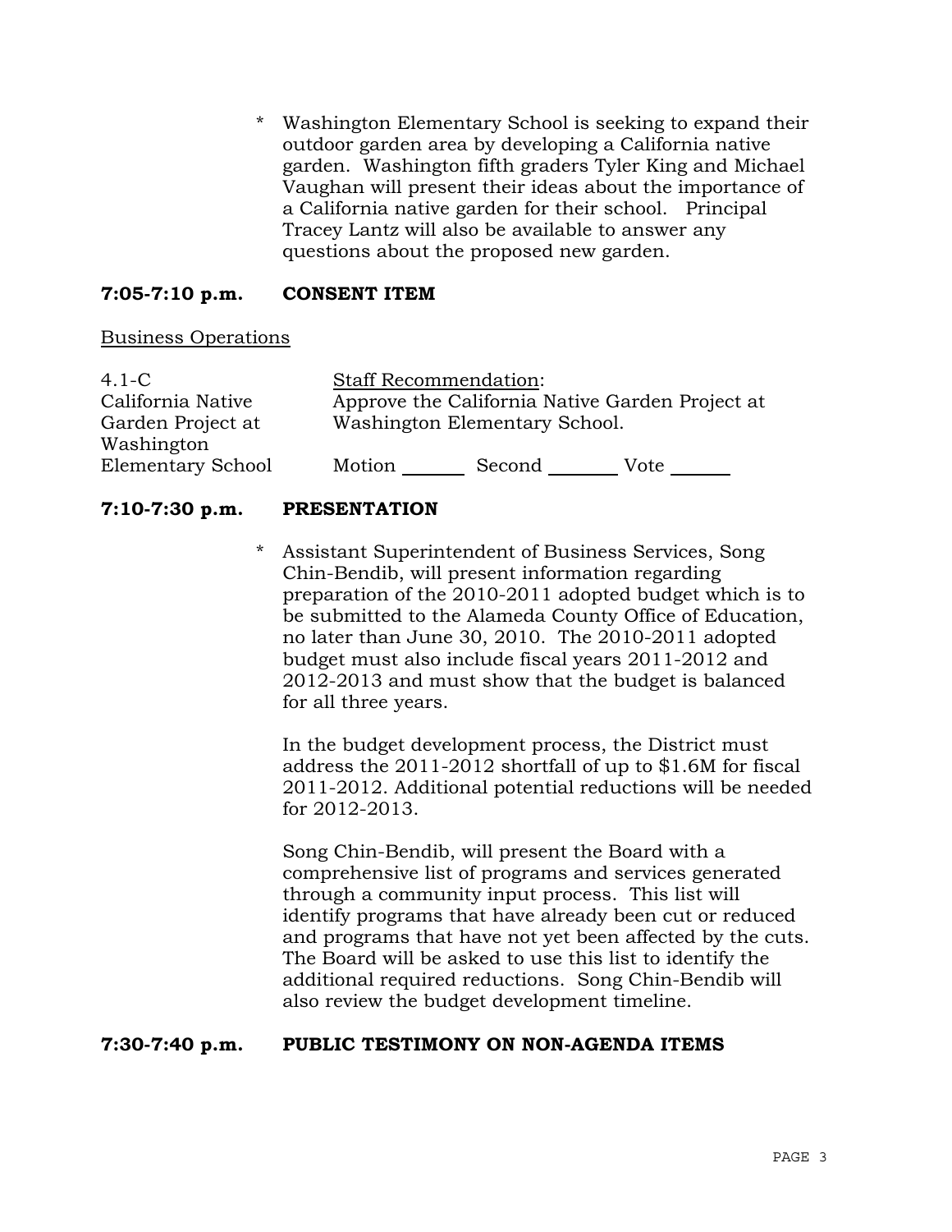- \* Washington Elementary School is seeking to expand their outdoor garden area by developing a California native garden. Washington fifth graders Tyler King and Michael Vaughan will present their ideas about the importance of a California native garden for their school. Principal Tracey Lantz will also be available to answer any questions about the proposed new garden.

## 7:05-7:10 p.m. CONSENT ITEM

Business Operations

| | |
|---|---|
| 4.1-C<br>California Native Garden Project at Washington Elementary School | Staff Recommendation:<br>Approve the California Native Garden Project at Washington Elementary School.<br><br>Motion ______ Second ______ Vote ______ |

## 7:10-7:30 p.m. PRESENTATION

\* Assistant Superintendent of Business Services, Song Chin-Bendib, will present information regarding preparation of the 2010-2011 adopted budget which is to be submitted to the Alameda County Office of Education, no later than June 30, 2010. The 2010-2011 adopted budget must also include fiscal years 2011-2012 and 2012-2013 and must show that the budget is balanced for all three years.

In the budget development process, the District must address the 2011-2012 shortfall of up to $1.6M for fiscal 2011-2012. Additional potential reductions will be needed for 2012-2013.

Song Chin-Bendib, will present the Board with a comprehensive list of programs and services generated through a community input process. This list will identify programs that have already been cut or reduced and programs that have not yet been affected by the cuts. The Board will be asked to use this list to identify the additional required reductions. Song Chin-Bendib will also review the budget development timeline.

## 7:30-7:40 p.m. PUBLIC TESTIMONY ON NON-AGENDA ITEMS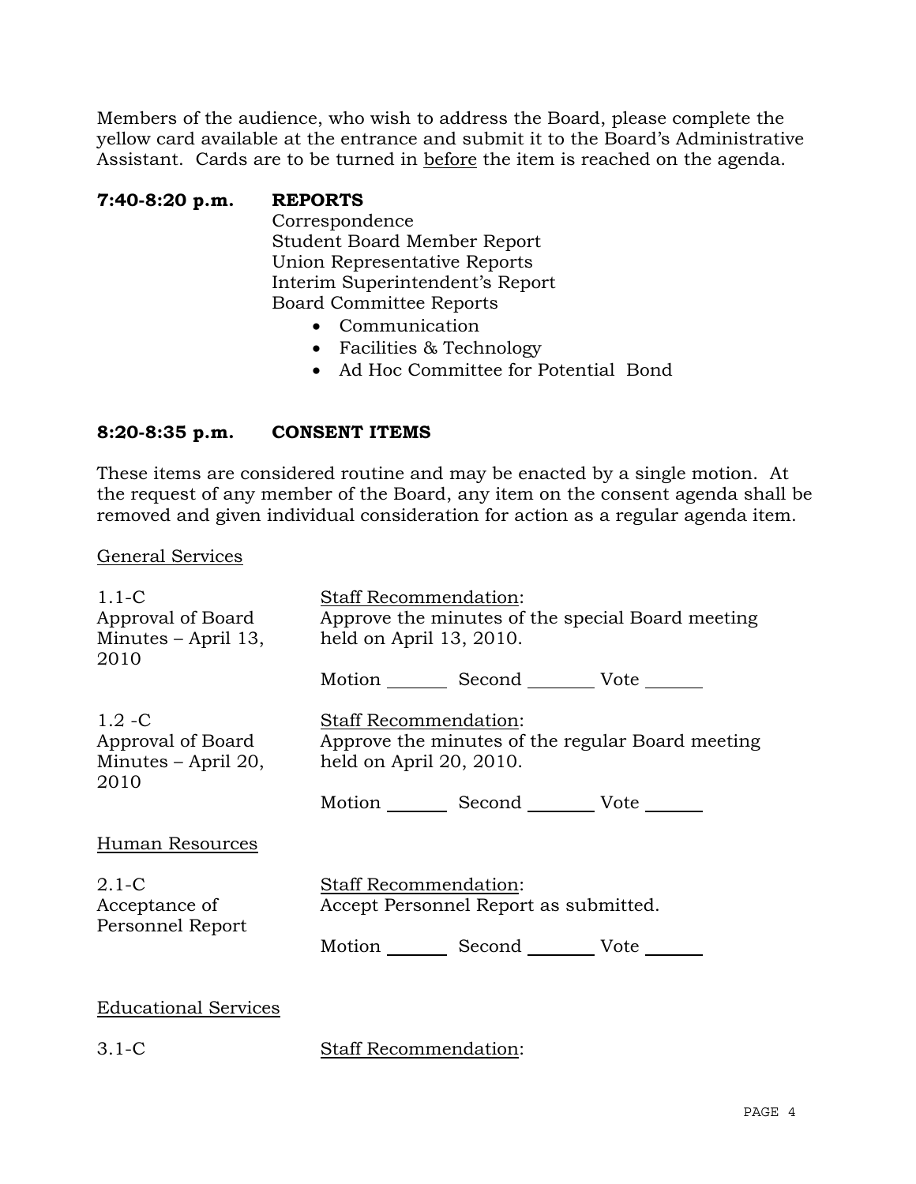Members of the audience, who wish to address the Board, please complete the yellow card available at the entrance and submit it to the Board's Administrative Assistant. Cards are to be turned in before the item is reached on the agenda.

**7:40-8:20 p.m. REPORTS**

Correspondence
Student Board Member Report
Union Representative Reports
Interim Superintendent's Report
Board Committee Reports

- Communication
- Facilities & Technology
- Ad Hoc Committee for Potential Bond

**8:20-8:35 p.m. CONSENT ITEMS**

These items are considered routine and may be enacted by a single motion. At the request of any member of the Board, any item on the consent agenda shall be removed and given individual consideration for action as a regular agenda item.

General Services

1.1-C
Approval of Board Minutes – April 13, 2010

Staff Recommendation:
Approve the minutes of the special Board meeting held on April 13, 2010.

Motion _______ Second _______ Vote _______

1.2 -C
Approval of Board Minutes – April 20, 2010

Staff Recommendation:
Approve the minutes of the regular Board meeting held on April 20, 2010.

Motion _______ Second _______ Vote _______

Human Resources

2.1-C
Acceptance of Personnel Report

Staff Recommendation:
Accept Personnel Report as submitted.

Motion _______ Second _______ Vote _______

Educational Services

3.1-C

Staff Recommendation: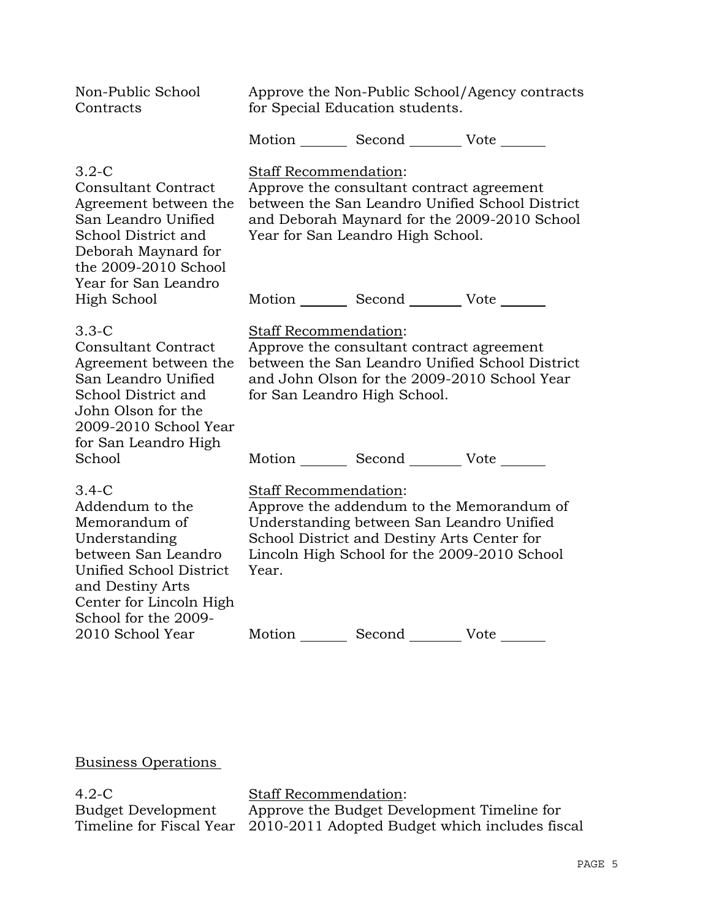Non-Public School Contracts

Approve the Non-Public School/Agency contracts for Special Education students.

Motion _______ Second ________ Vote ______

3.2-C
Consultant Contract Agreement between the San Leandro Unified School District and Deborah Maynard for the 2009-2010 School Year for San Leandro High School

Staff Recommendation:
Approve the consultant contract agreement between the San Leandro Unified School District and Deborah Maynard for the 2009-2010 School Year for San Leandro High School.

Motion _______ Second ________ Vote ______

3.3-C
Consultant Contract Agreement between the San Leandro Unified School District and John Olson for the 2009-2010 School Year for San Leandro High School

Staff Recommendation:
Approve the consultant contract agreement between the San Leandro Unified School District and John Olson for the 2009-2010 School Year for San Leandro High School.

Motion _______ Second ________ Vote ______

3.4-C
Addendum to the Memorandum of Understanding between San Leandro Unified School District and Destiny Arts Center for Lincoln High School for the 2009-2010 School Year

Staff Recommendation:
Approve the addendum to the Memorandum of Understanding between San Leandro Unified School District and Destiny Arts Center for Lincoln High School for the 2009-2010 School Year.

Motion _______ Second ________ Vote ______

Business Operations

4.2-C
Budget Development Timeline for Fiscal Year

Staff Recommendation:
Approve the Budget Development Timeline for 2010-2011 Adopted Budget which includes fiscal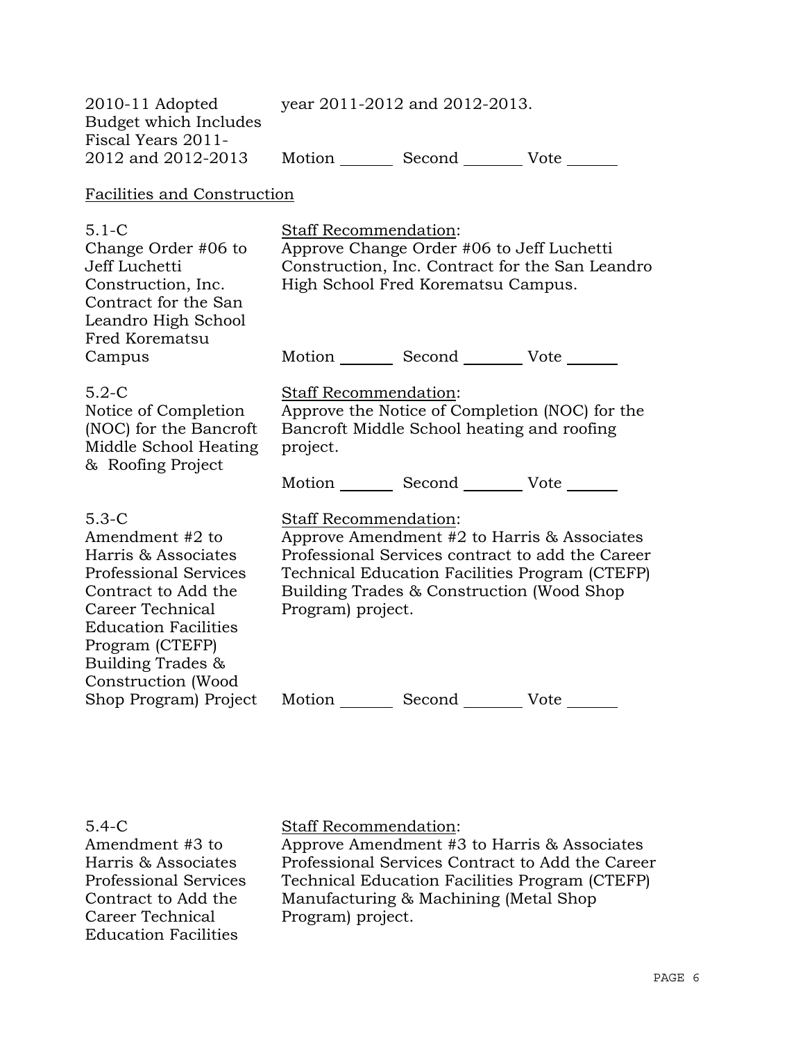| | |
|---|---|
| 2010-11 Adopted Budget which Includes Fiscal Years 2011-2012 and 2012-2013 | year 2011-2012 and 2012-2013.<br><br>Motion _______ Second _______ Vote _______ |

Facilities and Construction

| | |
|---|---|
| 5.1-C<br>Change Order #06 to Jeff Luchetti Construction, Inc. Contract for the San Leandro High School Fred Korematsu Campus | Staff Recommendation:<br>Approve Change Order #06 to Jeff Luchetti Construction, Inc. Contract for the San Leandro High School Fred Korematsu Campus.<br><br>Motion _______ Second _______ Vote _______ |
| 5.2-C<br>Notice of Completion (NOC) for the Bancroft Middle School Heating & Roofing Project | Staff Recommendation:<br>Approve the Notice of Completion (NOC) for the Bancroft Middle School heating and roofing project.<br><br>Motion _______ Second _______ Vote _______ |
| 5.3-C<br>Amendment #2 to Harris & Associates Professional Services Contract to Add the Career Technical Education Facilities Program (CTEFP) Building Trades & Construction (Wood Shop Program) Project | Staff Recommendation:<br>Approve Amendment #2 to Harris & Associates Professional Services contract to add the Career Technical Education Facilities Program (CTEFP) Building Trades & Construction (Wood Shop Program) project.<br><br>Motion _______ Second _______ Vote _______ |
| 5.4-C<br>Amendment #3 to Harris & Associates Professional Services Contract to Add the Career Technical Education Facilities | Staff Recommendation:<br>Approve Amendment #3 to Harris & Associates Professional Services Contract to Add the Career Technical Education Facilities Program (CTEFP) Manufacturing & Machining (Metal Shop Program) project. |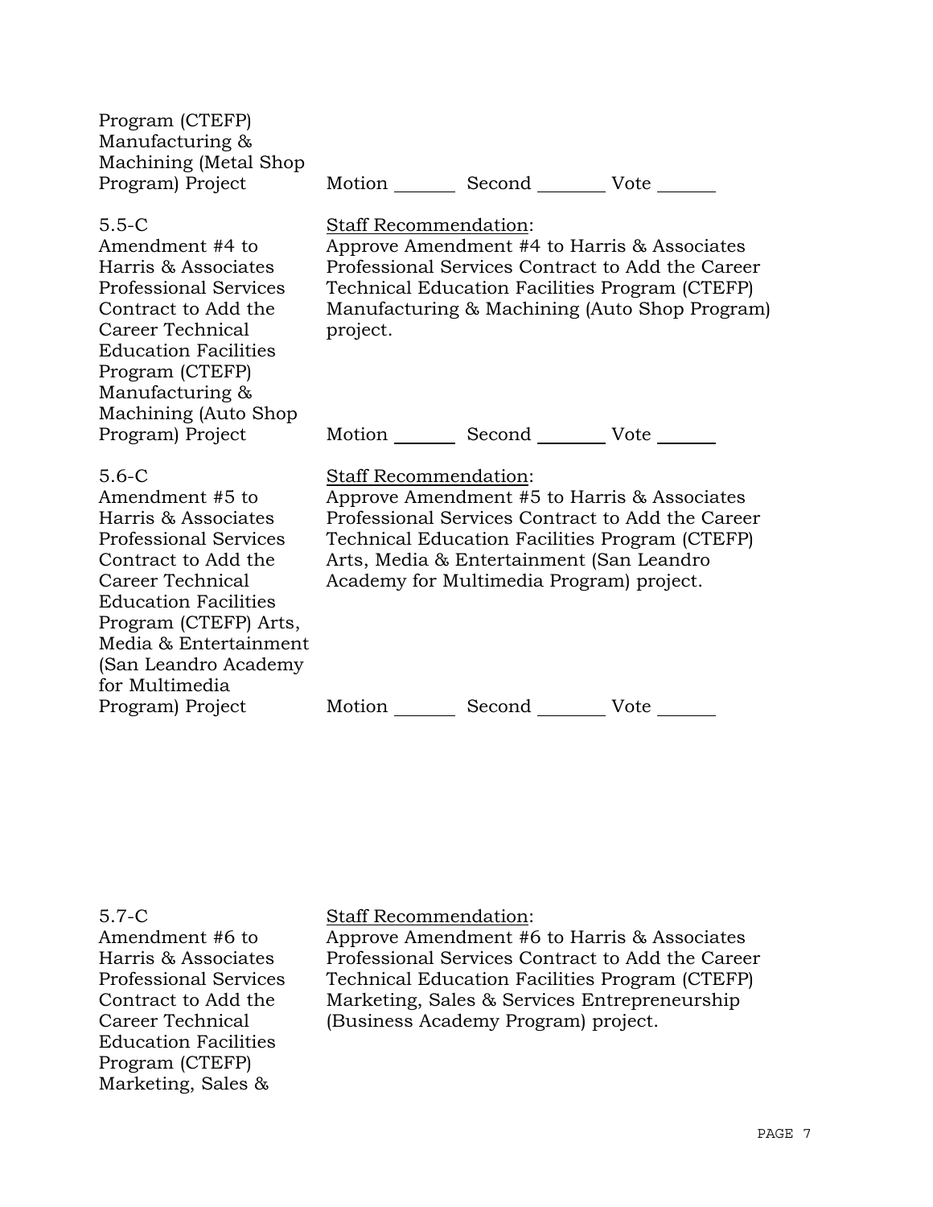Program (CTEFP) Manufacturing & Machining (Metal Shop Program) Project

Motion ______ Second _______ Vote ______

5.5-C
Amendment #4 to Harris & Associates Professional Services Contract to Add the Career Technical Education Facilities Program (CTEFP) Manufacturing & Machining (Auto Shop Program) Project

Staff Recommendation:
Approve Amendment #4 to Harris & Associates Professional Services Contract to Add the Career Technical Education Facilities Program (CTEFP) Manufacturing & Machining (Auto Shop Program) project.

Motion ______ Second _______ Vote ______

5.6-C
Amendment #5 to Harris & Associates Professional Services Contract to Add the Career Technical Education Facilities Program (CTEFP) Arts, Media & Entertainment (San Leandro Academy for Multimedia Program) Project

Staff Recommendation:
Approve Amendment #5 to Harris & Associates Professional Services Contract to Add the Career Technical Education Facilities Program (CTEFP) Arts, Media & Entertainment (San Leandro Academy for Multimedia Program) project.

Motion ______ Second _______ Vote ______

5.7-C
Amendment #6 to Harris & Associates Professional Services Contract to Add the Career Technical Education Facilities Program (CTEFP) Marketing, Sales &

Staff Recommendation:
Approve Amendment #6 to Harris & Associates Professional Services Contract to Add the Career Technical Education Facilities Program (CTEFP) Marketing, Sales & Services Entrepreneurship (Business Academy Program) project.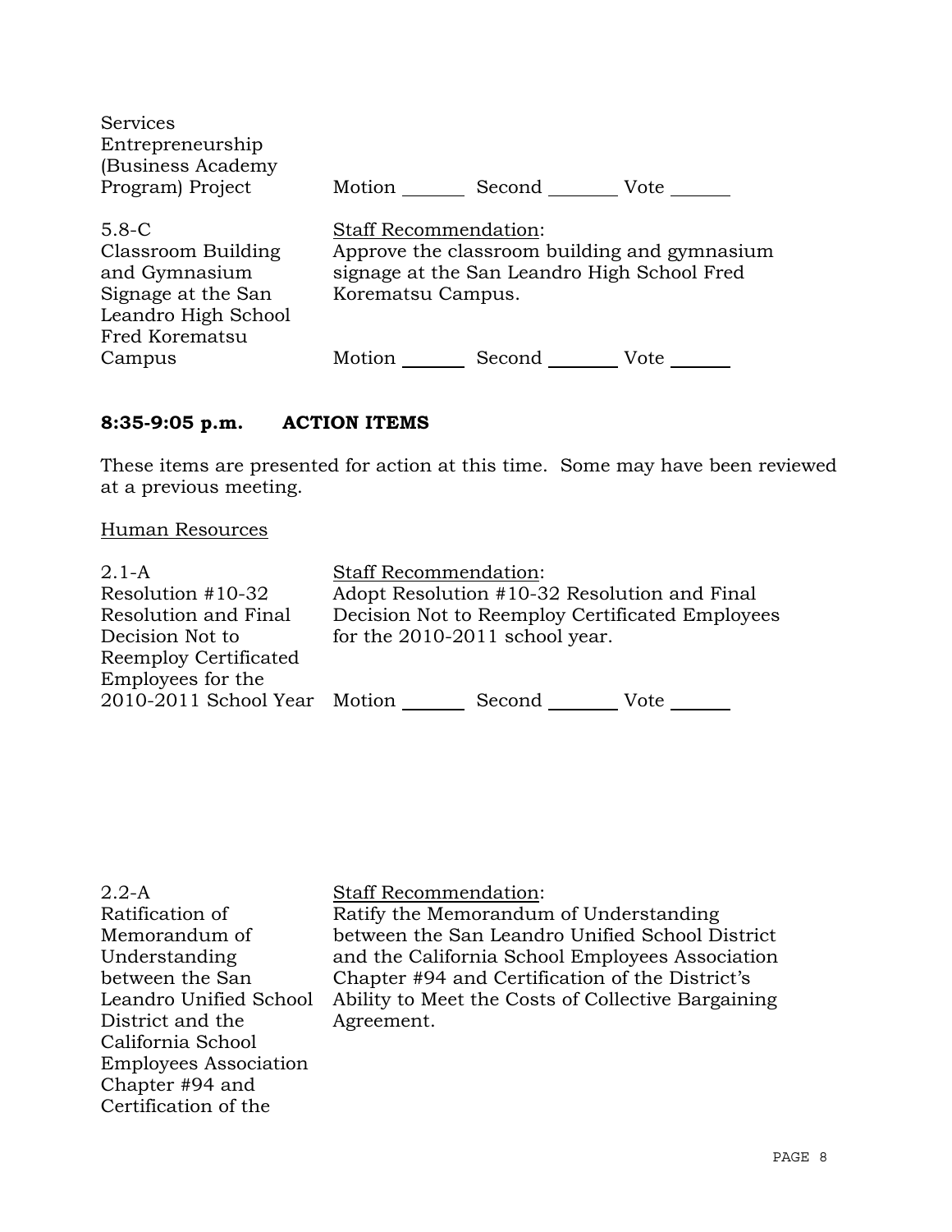Services Entrepreneurship (Business Academy Program) Project

Motion _______ Second _______ Vote _______

5.8-C
Classroom Building and Gymnasium Signage at the San Leandro High School Fred Korematsu Campus

Staff Recommendation:
Approve the classroom building and gymnasium signage at the San Leandro High School Fred Korematsu Campus.

Motion _______ Second _______ Vote _______

## 8:35-9:05 p.m. ACTION ITEMS

These items are presented for action at this time. Some may have been reviewed at a previous meeting.

Human Resources

2.1-A
Resolution #10-32 Resolution and Final Decision Not to Reemploy Certificated Employees for the 2010-2011 School Year

Staff Recommendation:
Adopt Resolution #10-32 Resolution and Final Decision Not to Reemploy Certificated Employees for the 2010-2011 school year.

Motion _______ Second _______ Vote _______

2.2-A
Ratification of Memorandum of Understanding between the San Leandro Unified School District and the California School Employees Association Chapter #94 and Certification of the

Staff Recommendation:
Ratify the Memorandum of Understanding between the San Leandro Unified School District and the California School Employees Association Chapter #94 and Certification of the District's Ability to Meet the Costs of Collective Bargaining Agreement.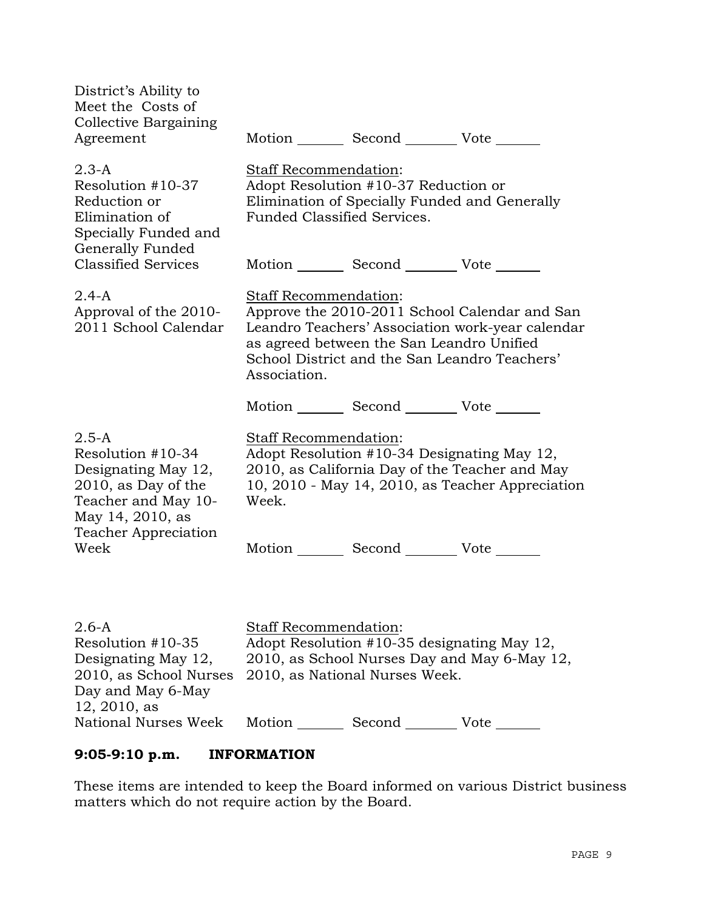District's Ability to Meet the Costs of Collective Bargaining Agreement

Motion _______ Second ________ Vote ______

2.3-A
Resolution #10-37 Reduction or Elimination of Specially Funded and Generally Funded Classified Services

Staff Recommendation:
Adopt Resolution #10-37 Reduction or Elimination of Specially Funded and Generally Funded Classified Services.

Motion _______ Second ________ Vote ______

2.4-A
Approval of the 2010-2011 School Calendar

Staff Recommendation:
Approve the 2010-2011 School Calendar and San Leandro Teachers' Association work-year calendar as agreed between the San Leandro Unified School District and the San Leandro Teachers' Association.

Motion _______ Second ________ Vote ______

2.5-A
Resolution #10-34 Designating May 12, 2010, as Day of the Teacher and May 10-May 14, 2010, as Teacher Appreciation Week

Staff Recommendation:
Adopt Resolution #10-34 Designating May 12, 2010, as California Day of the Teacher and May 10, 2010 - May 14, 2010, as Teacher Appreciation Week.

Motion _______ Second ________ Vote ______

2.6-A
Resolution #10-35 Designating May 12, 2010, as School Nurses Day and May 6-May 12, 2010, as National Nurses Week

Staff Recommendation:
Adopt Resolution #10-35 designating May 12, 2010, as School Nurses Day and May 6-May 12, 2010, as National Nurses Week.

Motion _______ Second ________ Vote ______

**9:05-9:10 p.m. INFORMATION**

These items are intended to keep the Board informed on various District business matters which do not require action by the Board.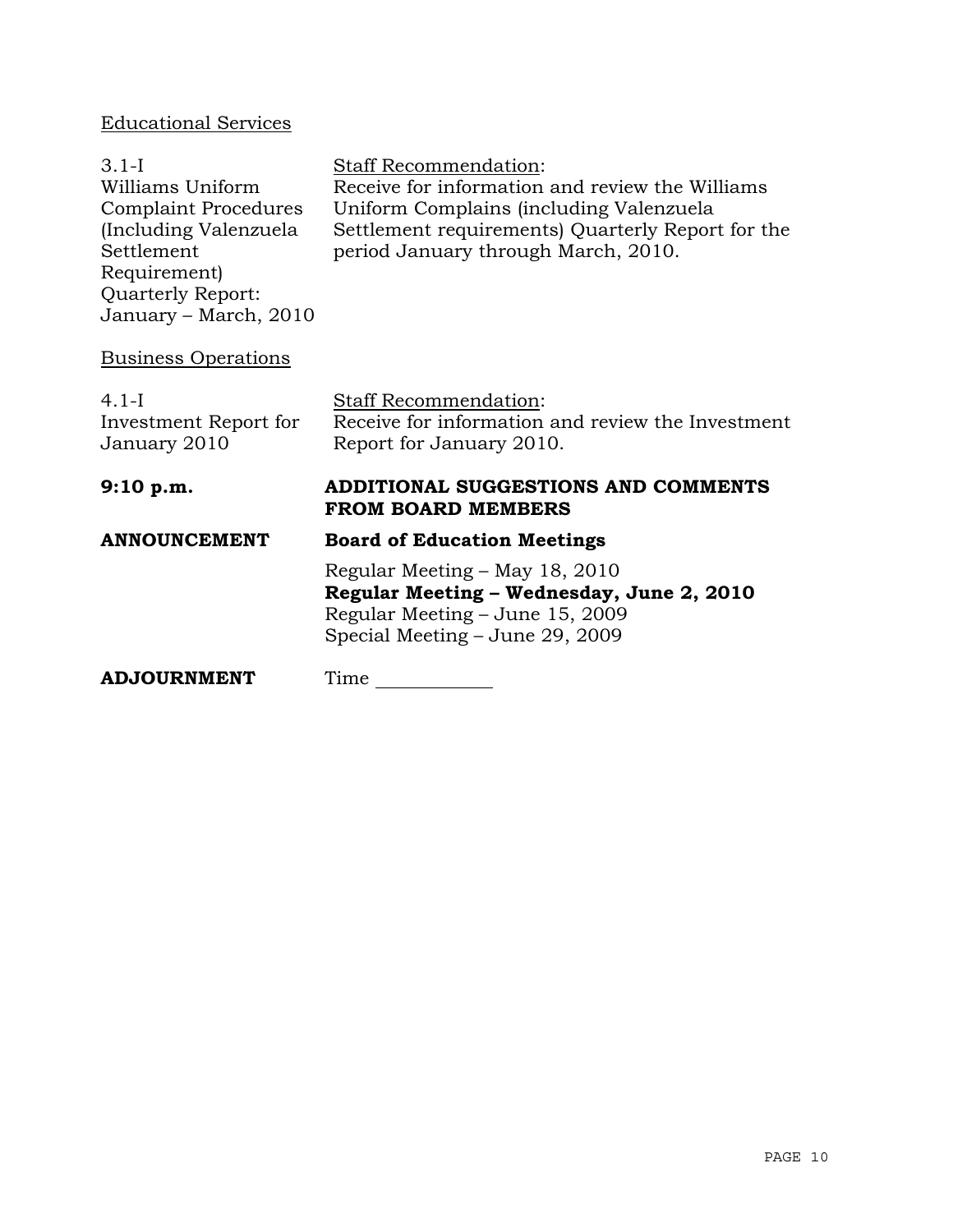Educational Services

3.1-I
Williams Uniform Complaint Procedures (Including Valenzuela Settlement Requirement) Quarterly Report: January – March, 2010

Staff Recommendation:
Receive for information and review the Williams Uniform Complains (including Valenzuela Settlement requirements) Quarterly Report for the period January through March, 2010.

Business Operations

4.1-I
Investment Report for January 2010

Staff Recommendation:
Receive for information and review the Investment Report for January 2010.

**9:10 p.m.** **ADDITIONAL SUGGESTIONS AND COMMENTS FROM BOARD MEMBERS**

**ANNOUNCEMENT** **Board of Education Meetings**

Regular Meeting – May 18, 2010
**Regular Meeting – Wednesday, June 2, 2010**
Regular Meeting – June 15, 2009
Special Meeting – June 29, 2009

**ADJOURNMENT** Time ____________